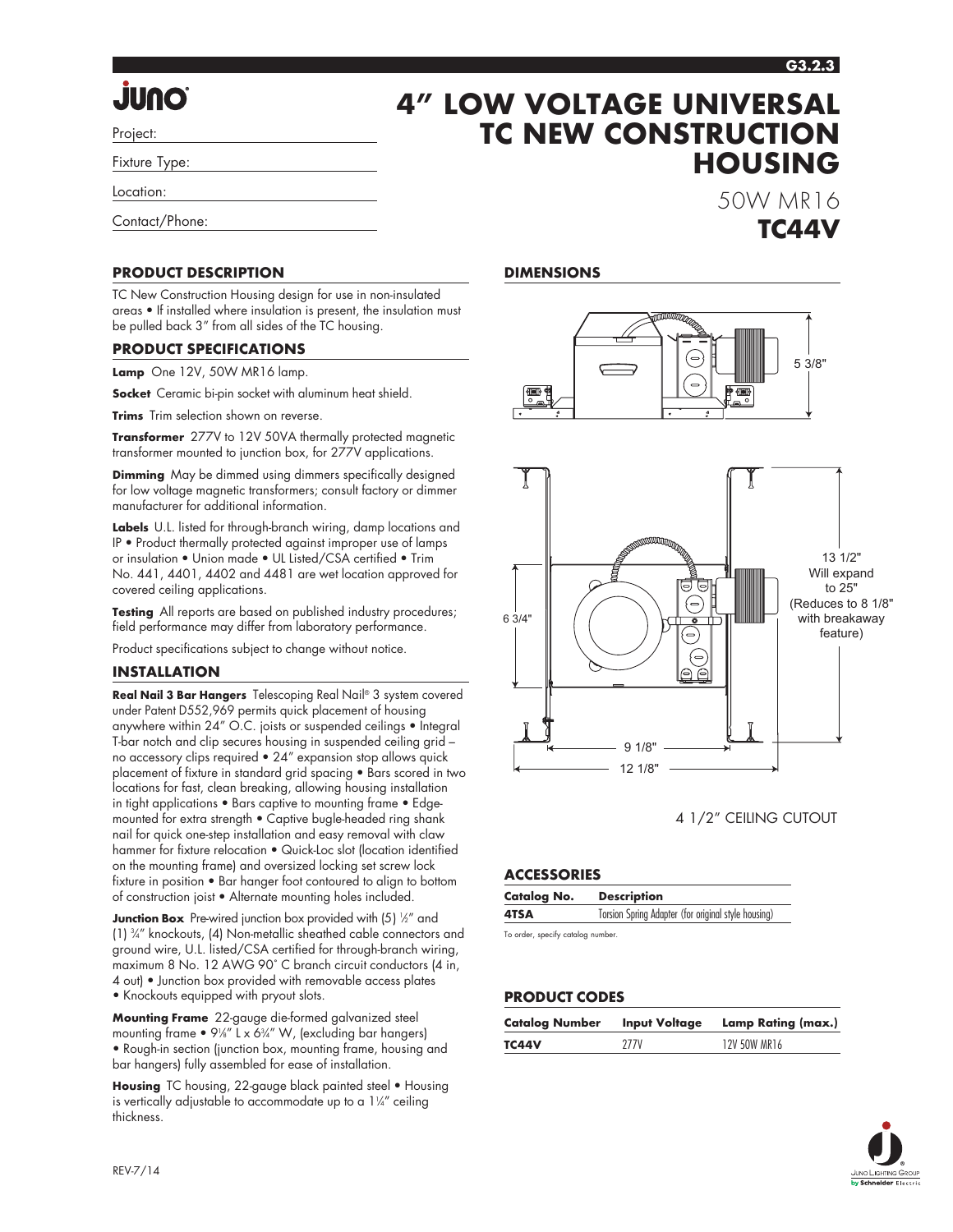# 4" LOW VOLTAGE UNIVERSAL TC NEW CONSTRUCTION HOUSING

50W MR16

**TC44V**

Project:

Fixture Type:

Location:

Contact/Phone:

## PRODUCT DESCRIPTION

TC New Construction Housing design for use in non-insulated areas • If installed where insulation is present, the insulation must be pulled back 3" from all sides of the TC housing.

## PRODUCT SPECIFICATIONS

**Lamp** One 12V, 50W MR16 lamp.

**Socket** Ceramic bi-pin socket with aluminum heat shield.

**Trims** Trim selection shown on reverse.

**Transformer** 277V to 12V 50VA thermally protected magnetic transformer mounted to junction box, for 277V applications.

**Dimming** May be dimmed using dimmers specifically designed for low voltage magnetic transformers; consult factory or dimmer manufacturer for additional information.

**Labels** U.L. listed for through-branch wiring, damp locations and IP • Product thermally protected against improper use of lamps or insulation • Union made • UL Listed/CSA certified • Trim No. 441, 4401, 4402 and 4481 are wet location approved for covered ceiling applications.

**Testing** All reports are based on published industry procedures; field performance may differ from laboratory performance.

Product specifications subject to change without notice.

## INSTALLATION

**Real Nail 3 Bar Hangers** Telescoping Real Nail® 3 system covered under Patent D552,969 permits quick placement of housing anywhere within 24" O.C. joists or suspended ceilings • Integral T-bar notch and clip secures housing in suspended ceiling grid – no accessory clips required • 24" expansion stop allows quick placement of fixture in standard grid spacing • Bars scored in two locations for fast, clean breaking, allowing housing installation in tight applications • Bars captive to mounting frame • Edge-mounted for extra strength • Captive bugle-headed ring shank nail for quick one-step installation and easy removal with claw hammer for fixture relocation • Quick-Loc slot (location identified on the mounting frame) and oversized locking set screw lock fixture in position • Bar hanger foot contoured to align to bottom of construction joist • Alternate mounting holes included.

**Junction Box** Pre-wired junction box provided with (5) ½" and (1) ¾" knockouts, (4) Non-metallic sheathed cable connectors and ground wire, U.L. listed/CSA certified for through-branch wiring, maximum 8 No. 12 AWG 90° C branch circuit conductors (4 in, 4 out) • Junction box provided with removable access plates • Knockouts equipped with pryout slots.

**Mounting Frame** 22-gauge die-formed galvanized steel mounting frame • 9⅛" L x 6¾" W, (excluding bar hangers) • Rough-in section (junction box, mounting frame, housing and bar hangers) fully assembled for ease of installation.

**Housing** TC housing, 22-gauge black painted steel • Housing is vertically adjustable to accommodate up to a 1¼" ceiling thickness.

## DIMENSIONS

5 3/8"

6 3/4"

13 1/2" Will expand to 25" (Reduces to 8 1/8" with breakaway feature)

9 1/8"

12 1/8"

4 1/2" CEILING CUTOUT

## ACCESSORIES

| Catalog No. | Description |
|---|---|
| 4TSA | Torsion Spring Adapter (for original style housing) |

To order, specify catalog number.

## PRODUCT CODES

| Catalog Number | Input Voltage | Lamp Rating (max.) |
|---|---|---|
| TC44V | 277V | 12V 50W MR16 |

REV-7/14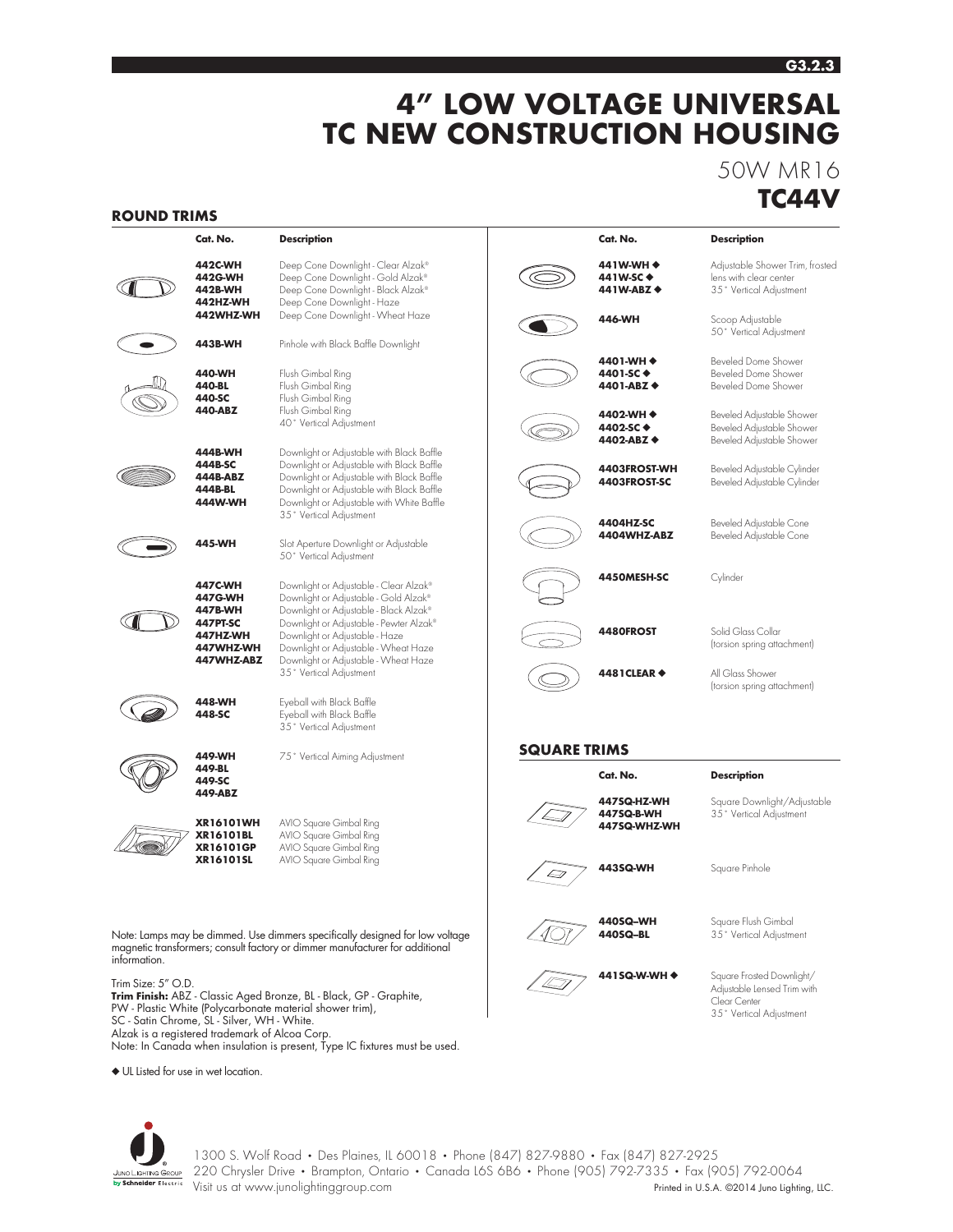G3.2.3

# 4" LOW VOLTAGE UNIVERSAL TC NEW CONSTRUCTION HOUSING

50W MR16

**TC44V**

## ROUND TRIMS

| Cat. No. | Description |
|---|---|
| **442C-WH**<br>**442G-WH**<br>**442B-WH**<br>**442HZ-WH**<br>**442WHZ-WH** | Deep Cone Downlight - Clear Alzak®<br>Deep Cone Downlight - Gold Alzak®<br>Deep Cone Downlight - Black Alzak®<br>Deep Cone Downlight - Haze<br>Deep Cone Downlight - Wheat Haze |
| **443B-WH** | Pinhole with Black Baffle Downlight |
| **440-WH**<br>**440-BL**<br>**440-SC**<br>**440-ABZ** | Flush Gimbal Ring<br>Flush Gimbal Ring<br>Flush Gimbal Ring<br>Flush Gimbal Ring<br>40° Vertical Adjustment |
| **444B-WH**<br>**444B-SC**<br>**444B-ABZ**<br>**444B-BL**<br>**444W-WH** | Downlight or Adjustable with Black Baffle<br>Downlight or Adjustable with Black Baffle<br>Downlight or Adjustable with Black Baffle<br>Downlight or Adjustable with Black Baffle<br>Downlight or Adjustable with White Baffle<br>35° Vertical Adjustment |
| **445-WH** | Slot Aperture Downlight or Adjustable<br>50° Vertical Adjustment |
| **447C-WH**<br>**447G-WH**<br>**447B-WH**<br>**447PT-SC**<br>**447HZ-WH**<br>**447WHZ-WH**<br>**447WHZ-ABZ** | Downlight or Adjustable - Clear Alzak®<br>Downlight or Adjustable - Gold Alzak®<br>Downlight or Adjustable - Black Alzak®<br>Downlight or Adjustable - Pewter Alzak®<br>Downlight or Adjustable - Haze<br>Downlight or Adjustable - Wheat Haze<br>Downlight or Adjustable - Wheat Haze<br>35° Vertical Adjustment |
| **448-WH**<br>**448-SC** | Eyeball with Black Baffle<br>Eyeball with Black Baffle<br>35° Vertical Adjustment |
| **449-WH**<br>**449-BL**<br>**449-SC**<br>**449-ABZ** | 75° Vertical Aiming Adjustment |
| **XR16101WH**<br>**XR16101BL**<br>**XR16101GP**<br>**XR16101SL** | AVIO Square Gimbal Ring<br>AVIO Square Gimbal Ring<br>AVIO Square Gimbal Ring<br>AVIO Square Gimbal Ring |
| **441W-WH ◆**<br>**441W-SC ◆**<br>**441W-ABZ ◆** | Adjustable Shower Trim, frosted lens with clear center<br>35° Vertical Adjustment |
| **446-WH** | Scoop Adjustable<br>50° Vertical Adjustment |
| **4401-WH ◆**<br>**4401-SC ◆**<br>**4401-ABZ ◆** | Beveled Dome Shower<br>Beveled Dome Shower<br>Beveled Dome Shower |
| **4402-WH ◆**<br>**4402-SC ◆**<br>**4402-ABZ ◆** | Beveled Adjustable Shower<br>Beveled Adjustable Shower<br>Beveled Adjustable Shower |
| **4403FROST-WH**<br>**4403FROST-SC** | Beveled Adjustable Cylinder<br>Beveled Adjustable Cylinder |
| **4404HZ-SC**<br>**4404WHZ-ABZ** | Beveled Adjustable Cone<br>Beveled Adjustable Cone |
| **4450MESH-SC** | Cylinder |
| **4480FROST** | Solid Glass Collar<br>(torsion spring attachment) |
| **4481CLEAR ◆** | All Glass Shower<br>(torsion spring attachment) |

## SQUARE TRIMS

| Cat. No. | Description |
|---|---|
| **447SQ-HZ-WH**<br>**447SQ-B-WH**<br>**447SQ-WHZ-WH** | Square Downlight/Adjustable<br>35° Vertical Adjustment |
| **443SQ-WH** | Square Pinhole |
| **440SQ–WH**<br>**440SQ–BL** | Square Flush Gimbal<br>35° Vertical Adjustment |
| **441SQ-W-WH ◆** | Square Frosted Downlight/ Adjustable Lensed Trim with Clear Center<br>35° Vertical Adjustment |

Note: Lamps may be dimmed. Use dimmers specifically designed for low voltage magnetic transformers; consult factory or dimmer manufacturer for additional information.

Trim Size: 5" O.D.
**Trim Finish:** ABZ - Classic Aged Bronze, BL - Black, GP - Graphite, PW - Plastic White (Polycarbonate material shower trim), SC - Satin Chrome, SL - Silver, WH - White.
Alzak is a registered trademark of Alcoa Corp.
Note: In Canada when insulation is present, Type IC fixtures must be used.

◆ UL Listed for use in wet location.

1300 S. Wolf Road • Des Plaines, IL 60018 • Phone (847) 827-9880 • Fax (847) 827-2925
220 Chrysler Drive • Brampton, Ontario • Canada L6S 6B6 • Phone (905) 792-7335 • Fax (905) 792-0064
Visit us at www.junolightinggroup.com

Printed in U.S.A. ©2014 Juno Lighting, LLC.